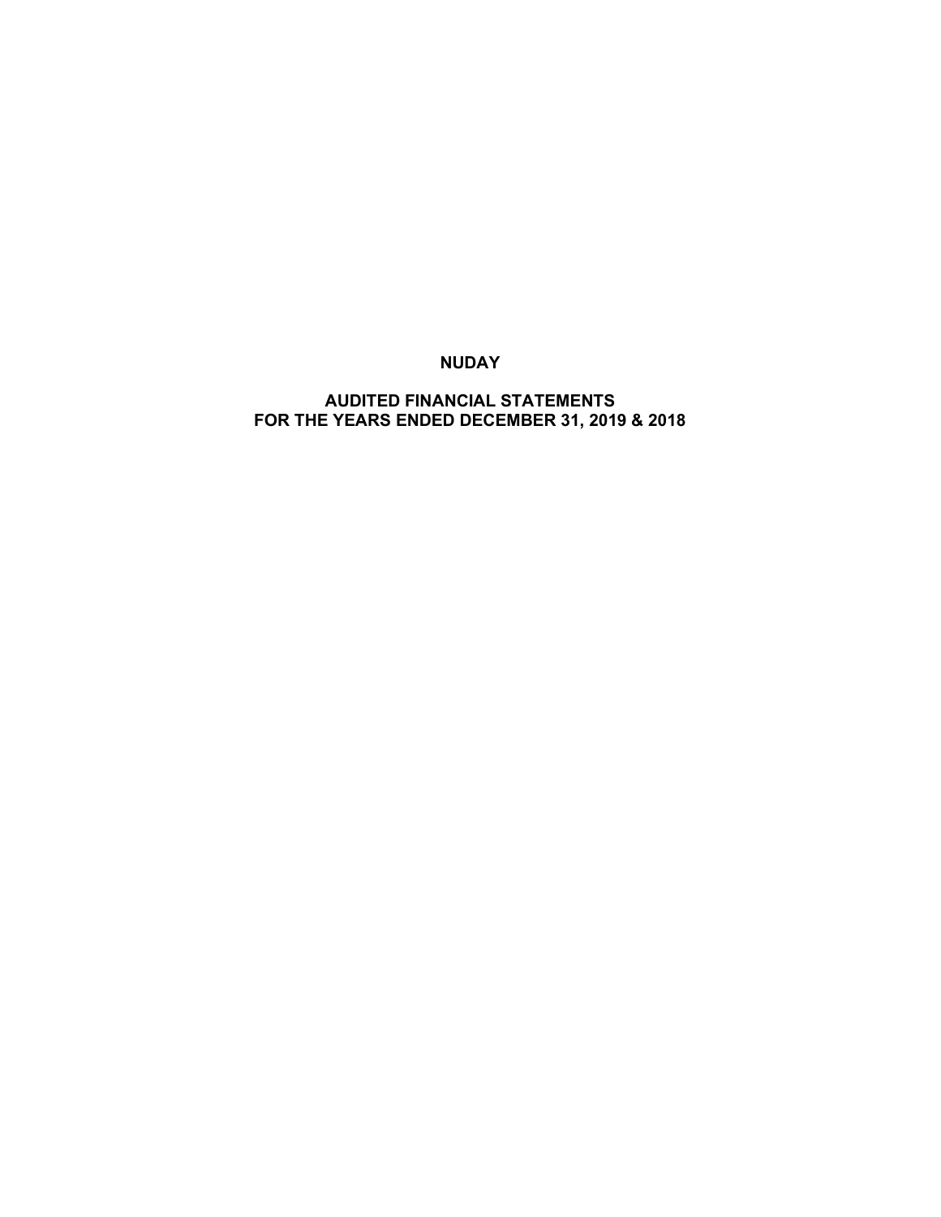# NUDAY

## AUDITED FINANCIAL STATEMENTS
## FOR THE YEARS ENDED DECEMBER 31, 2019 & 2018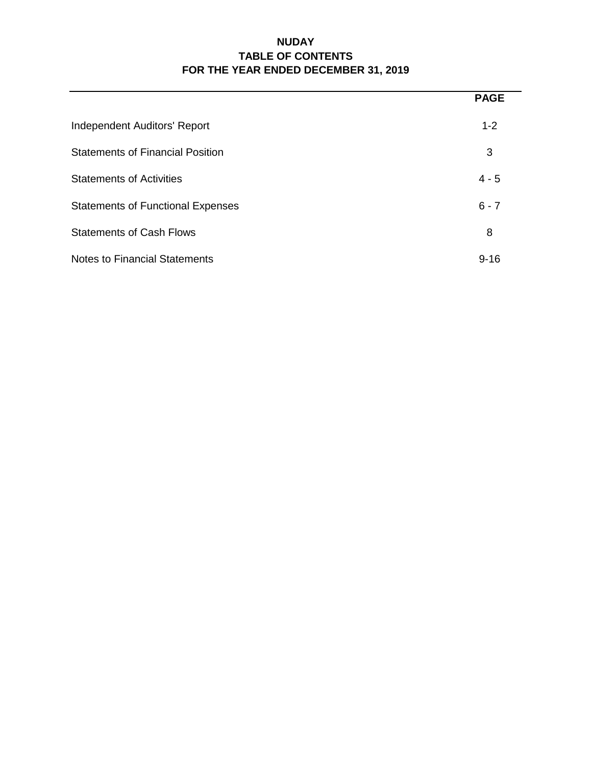# NUDAY
## TABLE OF CONTENTS
## FOR THE YEAR ENDED DECEMBER 31, 2019

| | PAGE |
|---|---|
| Independent Auditors' Report | 1-2 |
| Statements of Financial Position | 3 |
| Statements of Activities | 4 - 5 |
| Statements of Functional Expenses | 6 - 7 |
| Statements of Cash Flows | 8 |
| Notes to Financial Statements | 9-16 |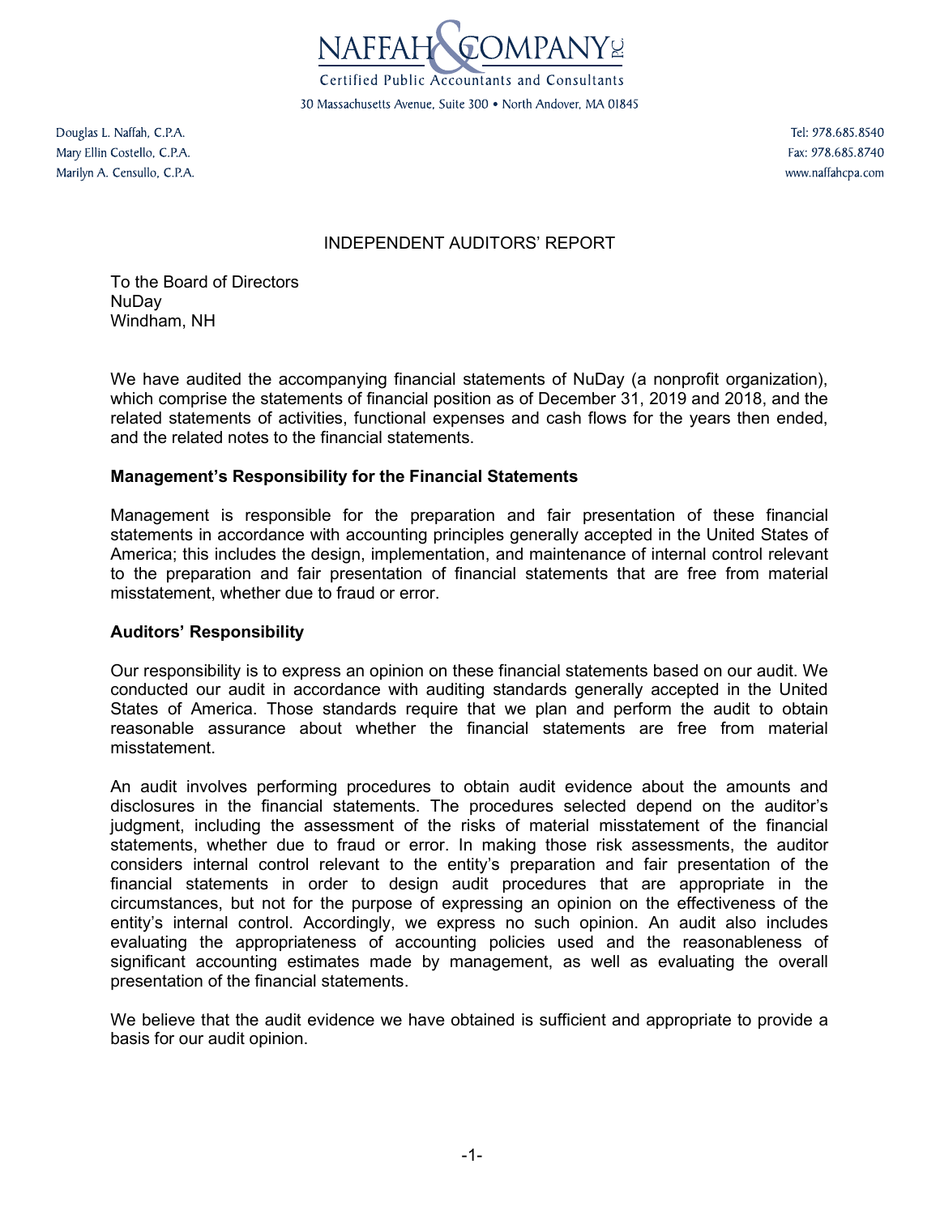NAFFAH & COMPANY P.C.

Certified Public Accountants and Consultants

30 Massachusetts Avenue, Suite 300 • North Andover, MA 01845

Douglas L. Naffah, C.P.A.
Mary Ellin Costello, C.P.A.
Marilyn A. Censullo, C.P.A.

Tel: 978.685.8540
Fax: 978.685.8740
www.naffahcpa.com

# INDEPENDENT AUDITORS' REPORT

To the Board of Directors
NuDay
Windham, NH

We have audited the accompanying financial statements of NuDay (a nonprofit organization), which comprise the statements of financial position as of December 31, 2019 and 2018, and the related statements of activities, functional expenses and cash flows for the years then ended, and the related notes to the financial statements.

**Management's Responsibility for the Financial Statements**

Management is responsible for the preparation and fair presentation of these financial statements in accordance with accounting principles generally accepted in the United States of America; this includes the design, implementation, and maintenance of internal control relevant to the preparation and fair presentation of financial statements that are free from material misstatement, whether due to fraud or error.

**Auditors' Responsibility**

Our responsibility is to express an opinion on these financial statements based on our audit. We conducted our audit in accordance with auditing standards generally accepted in the United States of America. Those standards require that we plan and perform the audit to obtain reasonable assurance about whether the financial statements are free from material misstatement.

An audit involves performing procedures to obtain audit evidence about the amounts and disclosures in the financial statements. The procedures selected depend on the auditor's judgment, including the assessment of the risks of material misstatement of the financial statements, whether due to fraud or error. In making those risk assessments, the auditor considers internal control relevant to the entity's preparation and fair presentation of the financial statements in order to design audit procedures that are appropriate in the circumstances, but not for the purpose of expressing an opinion on the effectiveness of the entity's internal control. Accordingly, we express no such opinion. An audit also includes evaluating the appropriateness of accounting policies used and the reasonableness of significant accounting estimates made by management, as well as evaluating the overall presentation of the financial statements.

We believe that the audit evidence we have obtained is sufficient and appropriate to provide a basis for our audit opinion.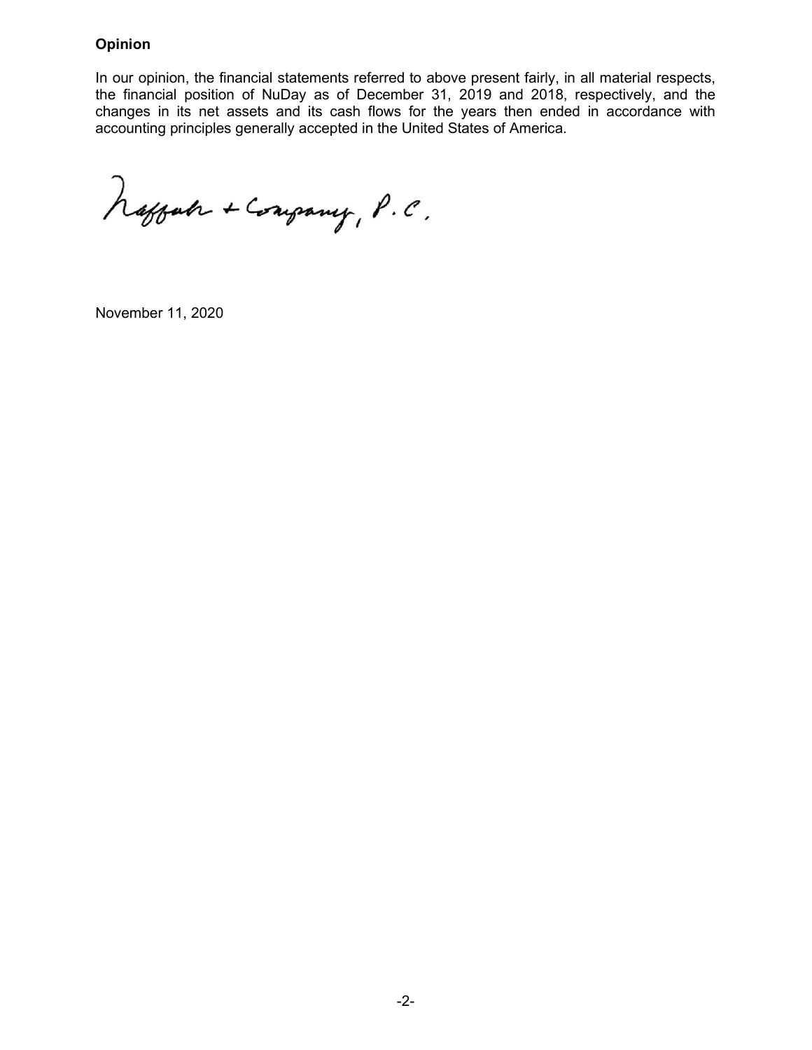**Opinion**

In our opinion, the financial statements referred to above present fairly, in all material respects, the financial position of NuDay as of December 31, 2019 and 2018, respectively, and the changes in its net assets and its cash flows for the years then ended in accordance with accounting principles generally accepted in the United States of America.

Naffah + Company, P.C.

November 11, 2020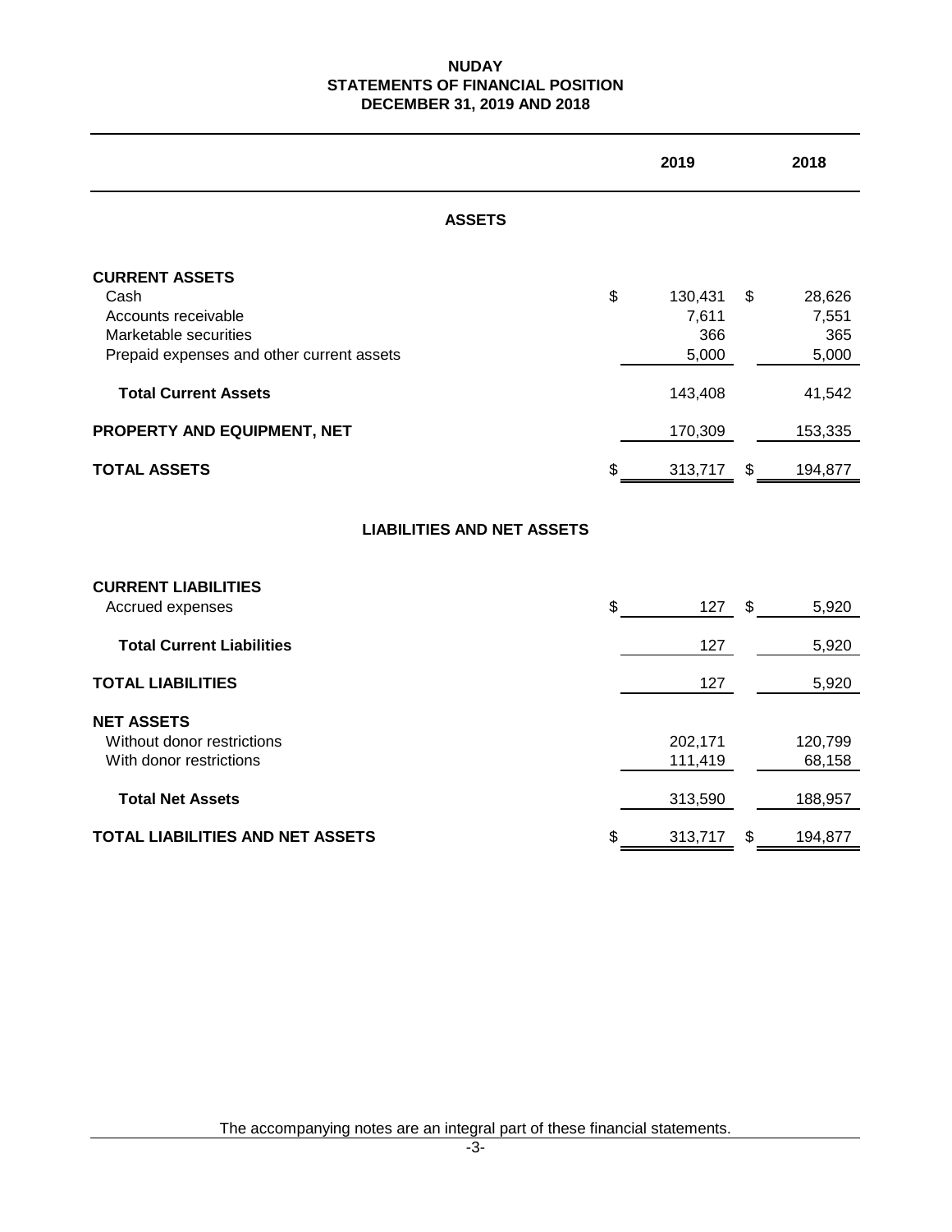# NUDAY
## STATEMENTS OF FINANCIAL POSITION
## DECEMBER 31, 2019 AND 2018

| | 2019 | 2018 |
|---|---|---|
| **ASSETS** | | |
| **CURRENT ASSETS** | | |
| Cash | $ 130,431 | $ 28,626 |
| Accounts receivable | 7,611 | 7,551 |
| Marketable securities | 366 | 365 |
| Prepaid expenses and other current assets | 5,000 | 5,000 |
| **Total Current Assets** | 143,408 | 41,542 |
| **PROPERTY AND EQUIPMENT, NET** | 170,309 | 153,335 |
| **TOTAL ASSETS** | $ 313,717 | $ 194,877 |
| **LIABILITIES AND NET ASSETS** | | |
| **CURRENT LIABILITIES** | | |
| Accrued expenses | $ 127 | $ 5,920 |
| **Total Current Liabilities** | 127 | 5,920 |
| **TOTAL LIABILITIES** | 127 | 5,920 |
| **NET ASSETS** | | |
| Without donor restrictions | 202,171 | 120,799 |
| With donor restrictions | 111,419 | 68,158 |
| **Total Net Assets** | 313,590 | 188,957 |
| **TOTAL LIABILITIES AND NET ASSETS** | $ 313,717 | $ 194,877 |

The accompanying notes are an integral part of these financial statements.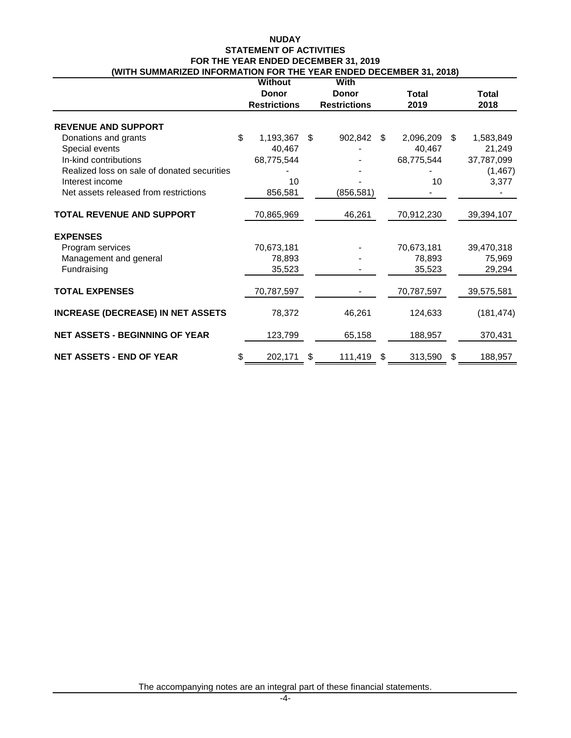# NUDAY
## STATEMENT OF ACTIVITIES
## FOR THE YEAR ENDED DECEMBER 31, 2019
## (WITH SUMMARIZED INFORMATION FOR THE YEAR ENDED DECEMBER 31, 2018)

| | Without Donor Restrictions | With Donor Restrictions | Total 2019 | Total 2018 |
|---|---|---|---|---|
| **REVENUE AND SUPPORT** | | | | |
| Donations and grants | $ 1,193,367 | $ 902,842 | $ 2,096,209 | $ 1,583,849 |
| Special events | 40,467 | - | 40,467 | 21,249 |
| In-kind contributions | 68,775,544 | - | 68,775,544 | 37,787,099 |
| Realized loss on sale of donated securities | - | - | - | (1,467) |
| Interest income | 10 | - | 10 | 3,377 |
| Net assets released from restrictions | 856,581 | (856,581) | - | - |
| **TOTAL REVENUE AND SUPPORT** | 70,865,969 | 46,261 | 70,912,230 | 39,394,107 |
| **EXPENSES** | | | | |
| Program services | 70,673,181 | - | 70,673,181 | 39,470,318 |
| Management and general | 78,893 | - | 78,893 | 75,969 |
| Fundraising | 35,523 | - | 35,523 | 29,294 |
| **TOTAL EXPENSES** | 70,787,597 | - | 70,787,597 | 39,575,581 |
| **INCREASE (DECREASE) IN NET ASSETS** | 78,372 | 46,261 | 124,633 | (181,474) |
| **NET ASSETS - BEGINNING OF YEAR** | 123,799 | 65,158 | 188,957 | 370,431 |
| **NET ASSETS - END OF YEAR** | $ 202,171 | $ 111,419 | $ 313,590 | $ 188,957 |

The accompanying notes are an integral part of these financial statements.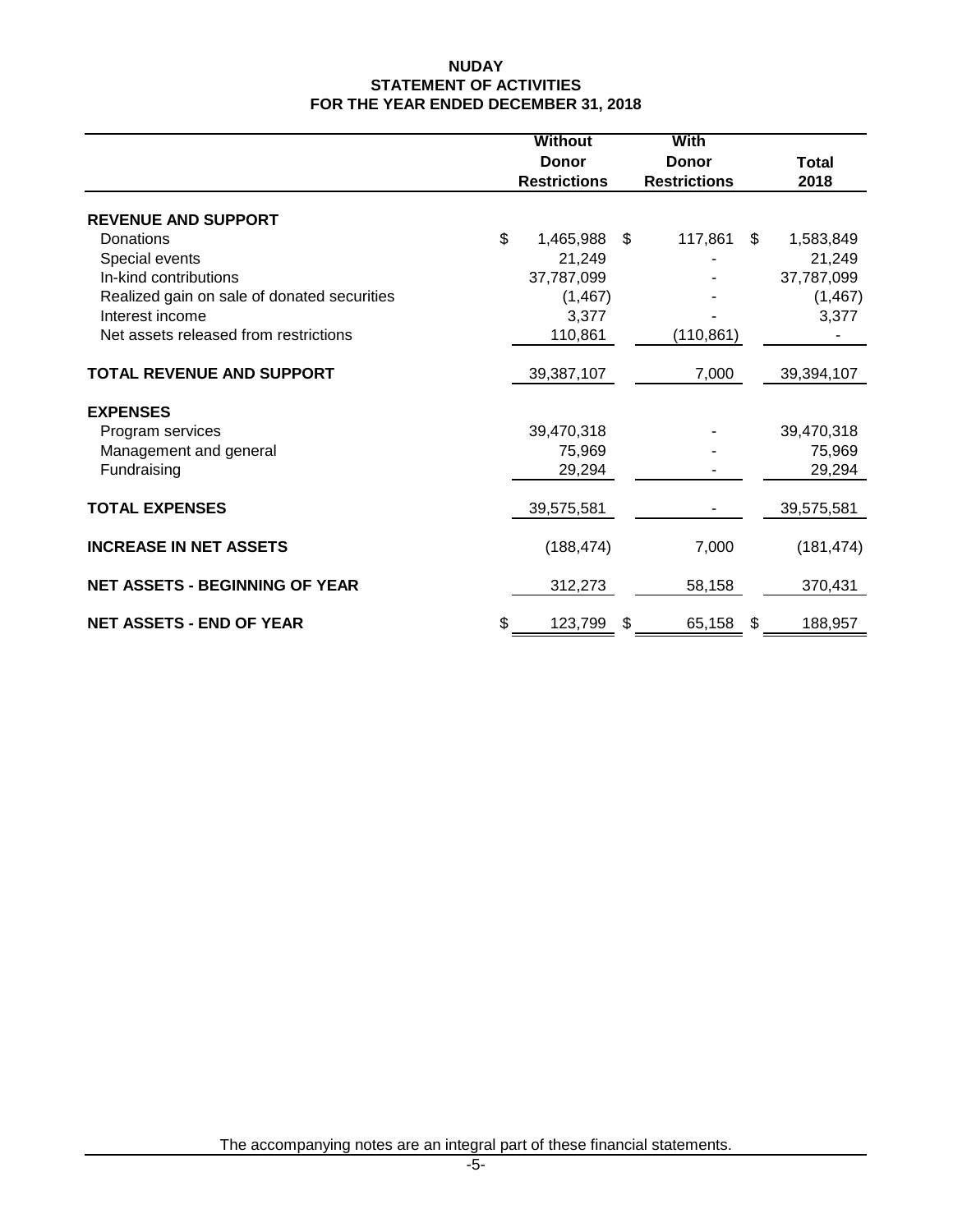**NUDAY**
**STATEMENT OF ACTIVITIES**
**FOR THE YEAR ENDED DECEMBER 31, 2018**

| | Without Donor Restrictions | With Donor Restrictions | Total 2018 |
|---|---|---|---|
| **REVENUE AND SUPPORT** | | | |
| Donations | $ 1,465,988 | $ 117,861 | $ 1,583,849 |
| Special events | 21,249 | - | 21,249 |
| In-kind contributions | 37,787,099 | - | 37,787,099 |
| Realized gain on sale of donated securities | (1,467) | - | (1,467) |
| Interest income | 3,377 | - | 3,377 |
| Net assets released from restrictions | 110,861 | (110,861) | - |
| **TOTAL REVENUE AND SUPPORT** | 39,387,107 | 7,000 | 39,394,107 |
| **EXPENSES** | | | |
| Program services | 39,470,318 | - | 39,470,318 |
| Management and general | 75,969 | - | 75,969 |
| Fundraising | 29,294 | - | 29,294 |
| **TOTAL EXPENSES** | 39,575,581 | - | 39,575,581 |
| **INCREASE IN NET ASSETS** | (188,474) | 7,000 | (181,474) |
| **NET ASSETS - BEGINNING OF YEAR** | 312,273 | 58,158 | 370,431 |
| **NET ASSETS - END OF YEAR** | $ 123,799 | $ 65,158 | $ 188,957 |

The accompanying notes are an integral part of these financial statements.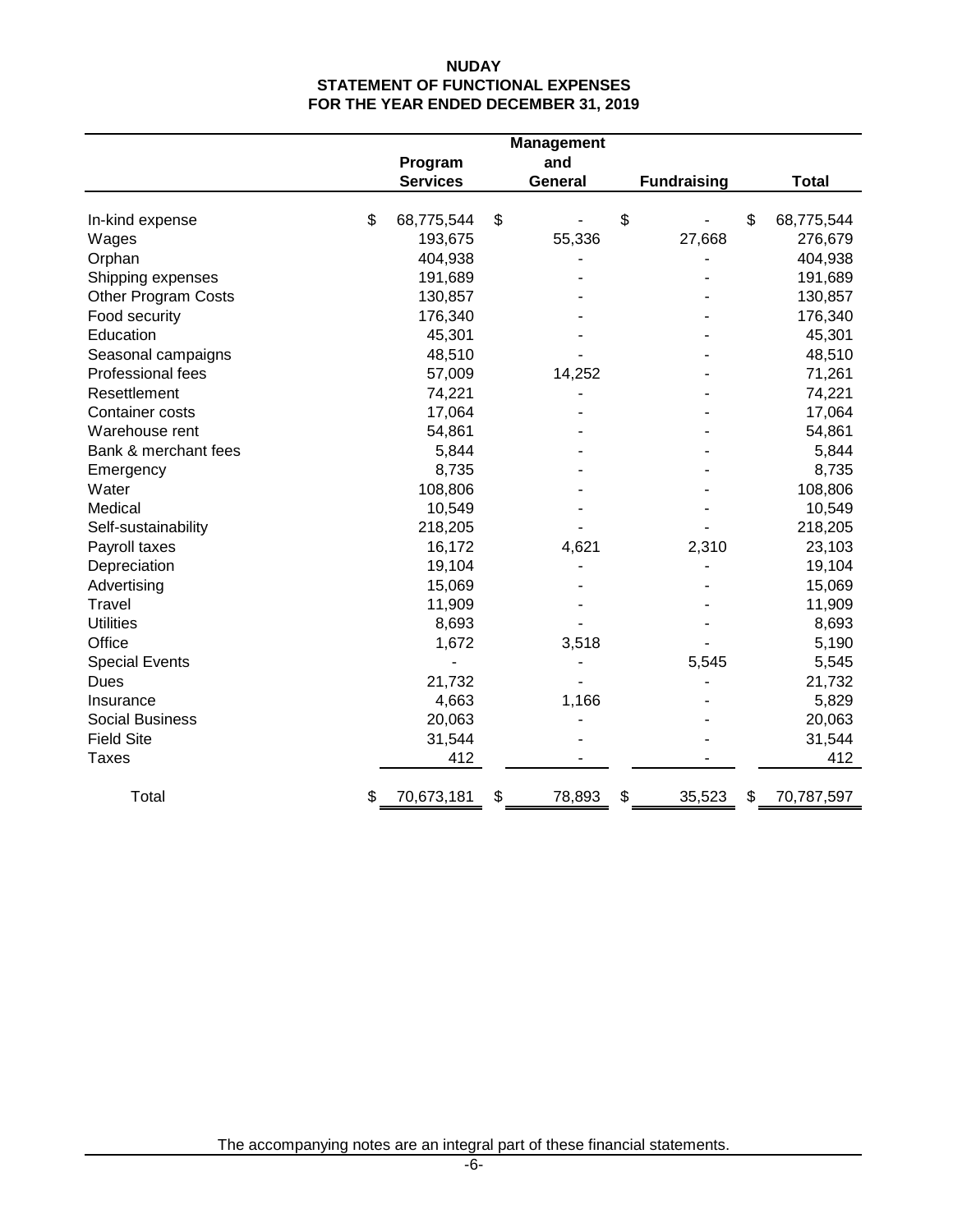# NUDAY
## STATEMENT OF FUNCTIONAL EXPENSES
## FOR THE YEAR ENDED DECEMBER 31, 2019

| | Program Services | Management and General | Fundraising | Total |
|---|---|---|---|---|
| In-kind expense | $ 68,775,544 | $ - | $ - | $ 68,775,544 |
| Wages | 193,675 | 55,336 | 27,668 | 276,679 |
| Orphan | 404,938 | - | - | 404,938 |
| Shipping expenses | 191,689 | - | - | 191,689 |
| Other Program Costs | 130,857 | - | - | 130,857 |
| Food security | 176,340 | - | - | 176,340 |
| Education | 45,301 | - | - | 45,301 |
| Seasonal campaigns | 48,510 | - | - | 48,510 |
| Professional fees | 57,009 | 14,252 | - | 71,261 |
| Resettlement | 74,221 | - | - | 74,221 |
| Container costs | 17,064 | - | - | 17,064 |
| Warehouse rent | 54,861 | - | - | 54,861 |
| Bank & merchant fees | 5,844 | - | - | 5,844 |
| Emergency | 8,735 | - | - | 8,735 |
| Water | 108,806 | - | - | 108,806 |
| Medical | 10,549 | - | - | 10,549 |
| Self-sustainability | 218,205 | - | - | 218,205 |
| Payroll taxes | 16,172 | 4,621 | 2,310 | 23,103 |
| Depreciation | 19,104 | - | - | 19,104 |
| Advertising | 15,069 | - | - | 15,069 |
| Travel | 11,909 | - | - | 11,909 |
| Utilities | 8,693 | - | - | 8,693 |
| Office | 1,672 | 3,518 | - | 5,190 |
| Special Events | - | - | 5,545 | 5,545 |
| Dues | 21,732 | - | - | 21,732 |
| Insurance | 4,663 | 1,166 | - | 5,829 |
| Social Business | 20,063 | - | - | 20,063 |
| Field Site | 31,544 | - | - | 31,544 |
| Taxes | 412 | - | - | 412 |
| Total | $ 70,673,181 | $ 78,893 | $ 35,523 | $ 70,787,597 |

The accompanying notes are an integral part of these financial statements.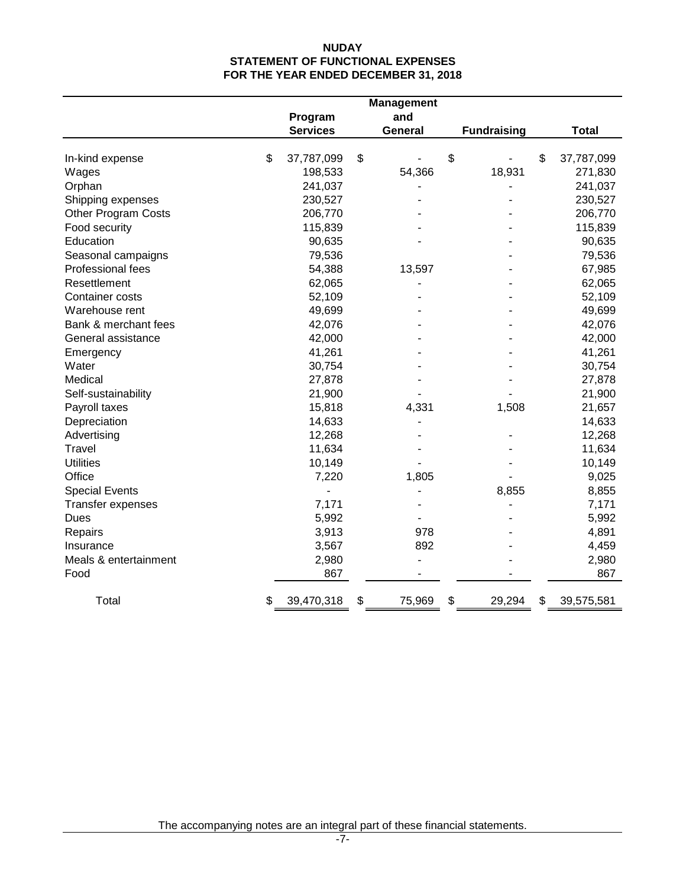**NUDAY**
**STATEMENT OF FUNCTIONAL EXPENSES**
**FOR THE YEAR ENDED DECEMBER 31, 2018**

| | Program Services | Management and General | Fundraising | Total |
|---|---|---|---|---|
| In-kind expense | $ 37,787,099 | $ - | $ - | $ 37,787,099 |
| Wages | 198,533 | 54,366 | 18,931 | 271,830 |
| Orphan | 241,037 | - | - | 241,037 |
| Shipping expenses | 230,527 | - | - | 230,527 |
| Other Program Costs | 206,770 | - | - | 206,770 |
| Food security | 115,839 | - | - | 115,839 |
| Education | 90,635 | - | - | 90,635 |
| Seasonal campaigns | 79,536 | | - | 79,536 |
| Professional fees | 54,388 | 13,597 | - | 67,985 |
| Resettlement | 62,065 | - | - | 62,065 |
| Container costs | 52,109 | - | - | 52,109 |
| Warehouse rent | 49,699 | - | - | 49,699 |
| Bank & merchant fees | 42,076 | - | - | 42,076 |
| General assistance | 42,000 | - | - | 42,000 |
| Emergency | 41,261 | - | - | 41,261 |
| Water | 30,754 | - | - | 30,754 |
| Medical | 27,878 | - | - | 27,878 |
| Self-sustainability | 21,900 | - | - | 21,900 |
| Payroll taxes | 15,818 | 4,331 | 1,508 | 21,657 |
| Depreciation | 14,633 | - | | 14,633 |
| Advertising | 12,268 | - | - | 12,268 |
| Travel | 11,634 | - | - | 11,634 |
| Utilities | 10,149 | - | - | 10,149 |
| Office | 7,220 | 1,805 | - | 9,025 |
| Special Events | - | - | 8,855 | 8,855 |
| Transfer expenses | 7,171 | - | - | 7,171 |
| Dues | 5,992 | - | - | 5,992 |
| Repairs | 3,913 | 978 | - | 4,891 |
| Insurance | 3,567 | 892 | - | 4,459 |
| Meals & entertainment | 2,980 | - | - | 2,980 |
| Food | 867 | - | - | 867 |
| Total | $ 39,470,318 | $ 75,969 | $ 29,294 | $ 39,575,581 |

The accompanying notes are an integral part of these financial statements.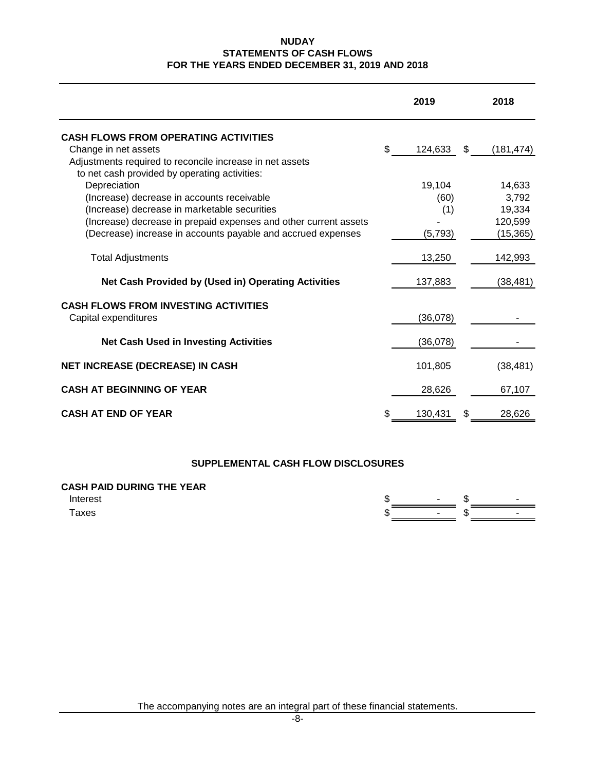# NUDAY
## STATEMENTS OF CASH FLOWS
## FOR THE YEARS ENDED DECEMBER 31, 2019 AND 2018

| | 2019 | 2018 |
|---|---|---|
| **CASH FLOWS FROM OPERATING ACTIVITIES** | | |
| Change in net assets | $ 124,633 | $ (181,474) |
| Adjustments required to reconcile increase in net assets to net cash provided by operating activities: | | |
| Depreciation | 19,104 | 14,633 |
| (Increase) decrease in accounts receivable | (60) | 3,792 |
| (Increase) decrease in marketable securities | (1) | 19,334 |
| (Increase) decrease in prepaid expenses and other current assets | - | 120,599 |
| (Decrease) increase in accounts payable and accrued expenses | (5,793) | (15,365) |
| Total Adjustments | 13,250 | 142,993 |
| **Net Cash Provided by (Used in) Operating Activities** | 137,883 | (38,481) |
| **CASH FLOWS FROM INVESTING ACTIVITIES** | | |
| Capital expenditures | (36,078) | - |
| **Net Cash Used in Investing Activities** | (36,078) | - |
| **NET INCREASE (DECREASE) IN CASH** | 101,805 | (38,481) |
| **CASH AT BEGINNING OF YEAR** | 28,626 | 67,107 |
| **CASH AT END OF YEAR** | $ 130,431 | $ 28,626 |

### SUPPLEMENTAL CASH FLOW DISCLOSURES

| | 2019 | 2018 |
|---|---|---|
| **CASH PAID DURING THE YEAR** | | |
| Interest | $ - | $ - |
| Taxes | $ - | $ - |

The accompanying notes are an integral part of these financial statements.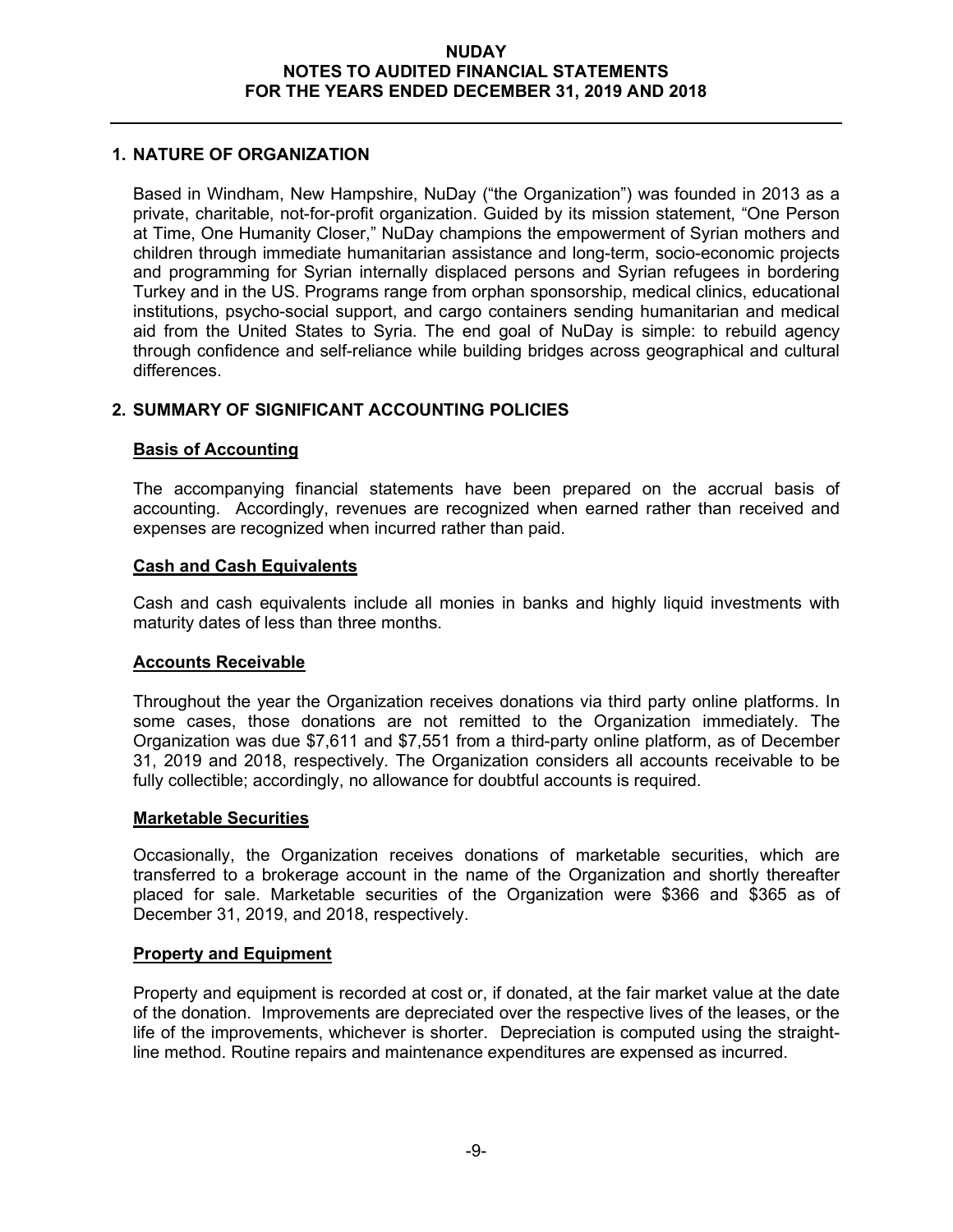## 1. NATURE OF ORGANIZATION

Based in Windham, New Hampshire, NuDay ("the Organization") was founded in 2013 as a private, charitable, not-for-profit organization. Guided by its mission statement, "One Person at Time, One Humanity Closer," NuDay champions the empowerment of Syrian mothers and children through immediate humanitarian assistance and long-term, socio-economic projects and programming for Syrian internally displaced persons and Syrian refugees in bordering Turkey and in the US. Programs range from orphan sponsorship, medical clinics, educational institutions, psycho-social support, and cargo containers sending humanitarian and medical aid from the United States to Syria. The end goal of NuDay is simple: to rebuild agency through confidence and self-reliance while building bridges across geographical and cultural differences.

## 2. SUMMARY OF SIGNIFICANT ACCOUNTING POLICIES

### Basis of Accounting

The accompanying financial statements have been prepared on the accrual basis of accounting. Accordingly, revenues are recognized when earned rather than received and expenses are recognized when incurred rather than paid.

### Cash and Cash Equivalents

Cash and cash equivalents include all monies in banks and highly liquid investments with maturity dates of less than three months.

### Accounts Receivable

Throughout the year the Organization receives donations via third party online platforms. In some cases, those donations are not remitted to the Organization immediately. The Organization was due $7,611 and $7,551 from a third-party online platform, as of December 31, 2019 and 2018, respectively. The Organization considers all accounts receivable to be fully collectible; accordingly, no allowance for doubtful accounts is required.

### Marketable Securities

Occasionally, the Organization receives donations of marketable securities, which are transferred to a brokerage account in the name of the Organization and shortly thereafter placed for sale. Marketable securities of the Organization were $366 and $365 as of December 31, 2019, and 2018, respectively.

### Property and Equipment

Property and equipment is recorded at cost or, if donated, at the fair market value at the date of the donation. Improvements are depreciated over the respective lives of the leases, or the life of the improvements, whichever is shorter. Depreciation is computed using the straight-line method. Routine repairs and maintenance expenditures are expensed as incurred.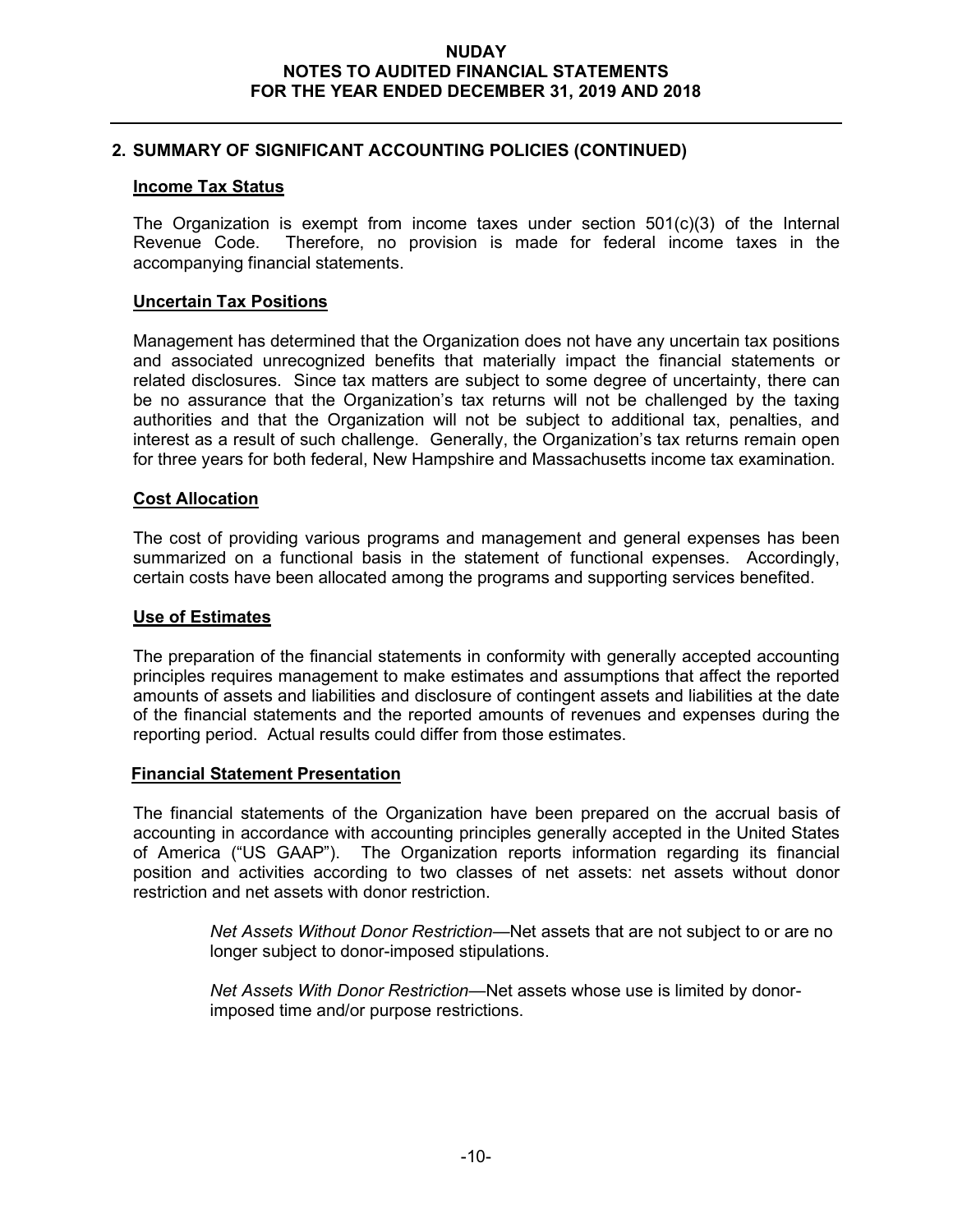## 2. SUMMARY OF SIGNIFICANT ACCOUNTING POLICIES (CONTINUED)

### Income Tax Status

The Organization is exempt from income taxes under section 501(c)(3) of the Internal Revenue Code. Therefore, no provision is made for federal income taxes in the accompanying financial statements.

### Uncertain Tax Positions

Management has determined that the Organization does not have any uncertain tax positions and associated unrecognized benefits that materially impact the financial statements or related disclosures. Since tax matters are subject to some degree of uncertainty, there can be no assurance that the Organization's tax returns will not be challenged by the taxing authorities and that the Organization will not be subject to additional tax, penalties, and interest as a result of such challenge. Generally, the Organization's tax returns remain open for three years for both federal, New Hampshire and Massachusetts income tax examination.

### Cost Allocation

The cost of providing various programs and management and general expenses has been summarized on a functional basis in the statement of functional expenses. Accordingly, certain costs have been allocated among the programs and supporting services benefited.

### Use of Estimates

The preparation of the financial statements in conformity with generally accepted accounting principles requires management to make estimates and assumptions that affect the reported amounts of assets and liabilities and disclosure of contingent assets and liabilities at the date of the financial statements and the reported amounts of revenues and expenses during the reporting period. Actual results could differ from those estimates.

### Financial Statement Presentation

The financial statements of the Organization have been prepared on the accrual basis of accounting in accordance with accounting principles generally accepted in the United States of America ("US GAAP"). The Organization reports information regarding its financial position and activities according to two classes of net assets: net assets without donor restriction and net assets with donor restriction.

*Net Assets Without Donor Restriction*—Net assets that are not subject to or are no longer subject to donor-imposed stipulations.

*Net Assets With Donor Restriction*—Net assets whose use is limited by donor-imposed time and/or purpose restrictions.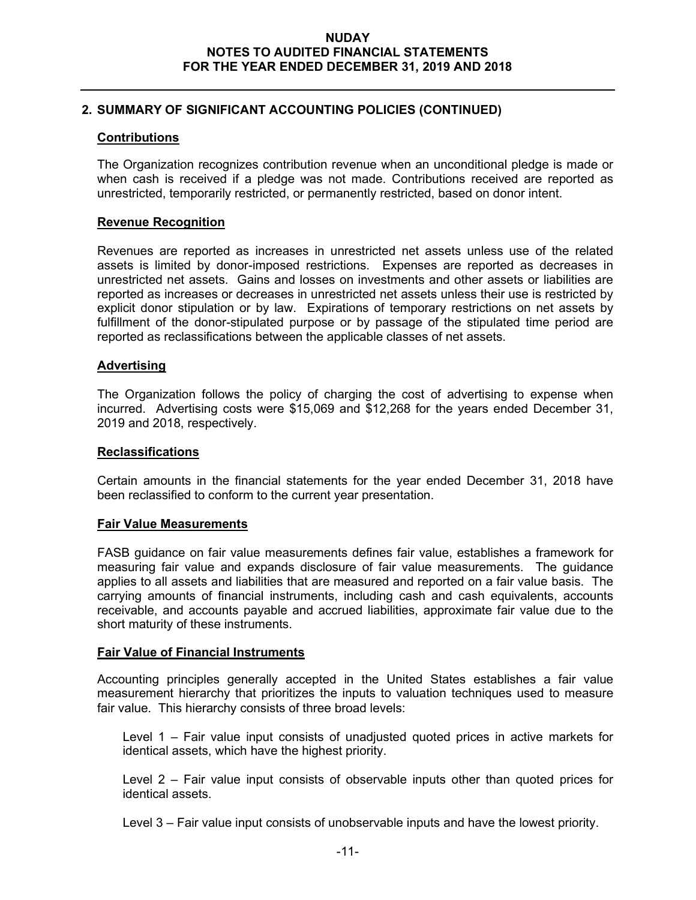## 2. SUMMARY OF SIGNIFICANT ACCOUNTING POLICIES (CONTINUED)

### Contributions

The Organization recognizes contribution revenue when an unconditional pledge is made or when cash is received if a pledge was not made. Contributions received are reported as unrestricted, temporarily restricted, or permanently restricted, based on donor intent.

### Revenue Recognition

Revenues are reported as increases in unrestricted net assets unless use of the related assets is limited by donor-imposed restrictions. Expenses are reported as decreases in unrestricted net assets. Gains and losses on investments and other assets or liabilities are reported as increases or decreases in unrestricted net assets unless their use is restricted by explicit donor stipulation or by law. Expirations of temporary restrictions on net assets by fulfillment of the donor-stipulated purpose or by passage of the stipulated time period are reported as reclassifications between the applicable classes of net assets.

### Advertising

The Organization follows the policy of charging the cost of advertising to expense when incurred. Advertising costs were $15,069 and $12,268 for the years ended December 31, 2019 and 2018, respectively.

### Reclassifications

Certain amounts in the financial statements for the year ended December 31, 2018 have been reclassified to conform to the current year presentation.

### Fair Value Measurements

FASB guidance on fair value measurements defines fair value, establishes a framework for measuring fair value and expands disclosure of fair value measurements. The guidance applies to all assets and liabilities that are measured and reported on a fair value basis. The carrying amounts of financial instruments, including cash and cash equivalents, accounts receivable, and accounts payable and accrued liabilities, approximate fair value due to the short maturity of these instruments.

### Fair Value of Financial Instruments

Accounting principles generally accepted in the United States establishes a fair value measurement hierarchy that prioritizes the inputs to valuation techniques used to measure fair value. This hierarchy consists of three broad levels:

Level 1 – Fair value input consists of unadjusted quoted prices in active markets for identical assets, which have the highest priority.

Level 2 – Fair value input consists of observable inputs other than quoted prices for identical assets.

Level 3 – Fair value input consists of unobservable inputs and have the lowest priority.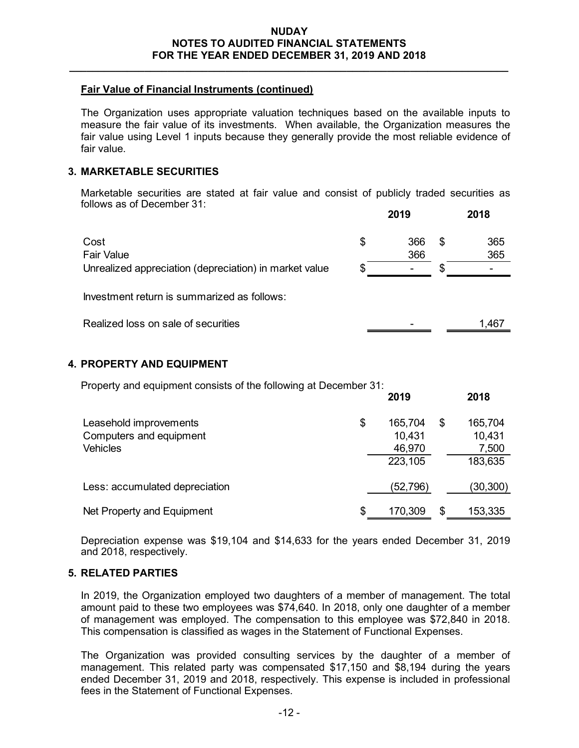### Fair Value of Financial Instruments (continued)

The Organization uses appropriate valuation techniques based on the available inputs to measure the fair value of its investments. When available, the Organization measures the fair value using Level 1 inputs because they generally provide the most reliable evidence of fair value.

## 3. MARKETABLE SECURITIES

Marketable securities are stated at fair value and consist of publicly traded securities as follows as of December 31:

| | 2019 | 2018 |
|---|---|---|
| Cost | $ 366 | $ 365 |
| Fair Value | 366 | 365 |
| Unrealized appreciation (depreciation) in market value | $ - | $ - |
| Investment return is summarized as follows: | | |
| Realized loss on sale of securities | - | 1,467 |

## 4. PROPERTY AND EQUIPMENT

Property and equipment consists of the following at December 31:

| | 2019 | 2018 |
|---|---|---|
| Leasehold improvements | $ 165,704 | $ 165,704 |
| Computers and equipment | 10,431 | 10,431 |
| Vehicles | 46,970 | 7,500 |
| | 223,105 | 183,635 |
| Less: accumulated depreciation | (52,796) | (30,300) |
| Net Property and Equipment | $ 170,309 | $ 153,335 |

Depreciation expense was $19,104 and $14,633 for the years ended December 31, 2019 and 2018, respectively.

## 5. RELATED PARTIES

In 2019, the Organization employed two daughters of a member of management. The total amount paid to these two employees was $74,640. In 2018, only one daughter of a member of management was employed. The compensation to this employee was $72,840 in 2018. This compensation is classified as wages in the Statement of Functional Expenses.

The Organization was provided consulting services by the daughter of a member of management. This related party was compensated $17,150 and $8,194 during the years ended December 31, 2019 and 2018, respectively. This expense is included in professional fees in the Statement of Functional Expenses.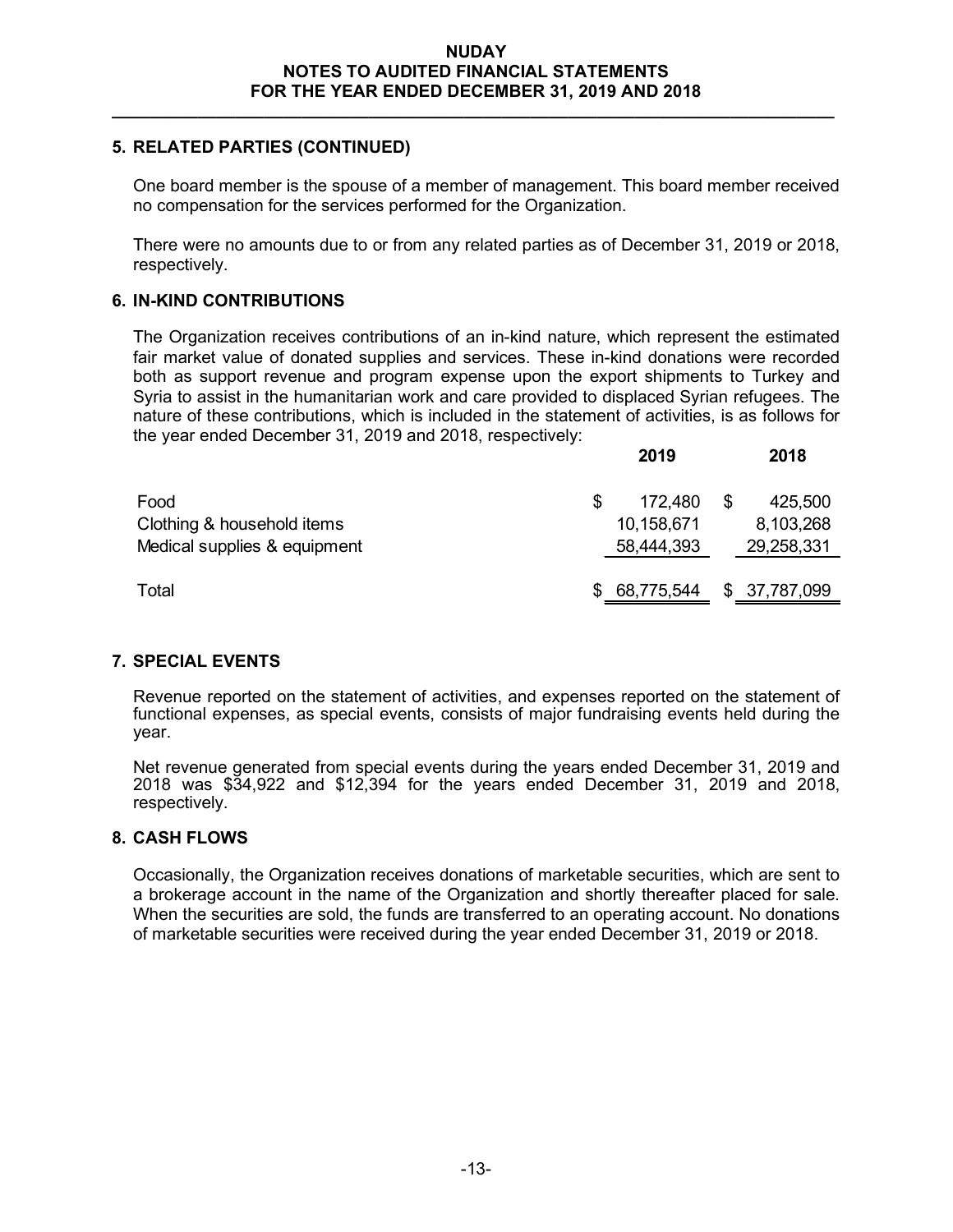## 5. RELATED PARTIES (CONTINUED)

One board member is the spouse of a member of management. This board member received no compensation for the services performed for the Organization.

There were no amounts due to or from any related parties as of December 31, 2019 or 2018, respectively.

## 6. IN-KIND CONTRIBUTIONS

The Organization receives contributions of an in-kind nature, which represent the estimated fair market value of donated supplies and services. These in-kind donations were recorded both as support revenue and program expense upon the export shipments to Turkey and Syria to assist in the humanitarian work and care provided to displaced Syrian refugees. The nature of these contributions, which is included in the statement of activities, is as follows for the year ended December 31, 2019 and 2018, respectively:

| | 2019 | 2018 |
|---|---|---|
| Food | $ 172,480 | $ 425,500 |
| Clothing & household items | 10,158,671 | 8,103,268 |
| Medical supplies & equipment | 58,444,393 | 29,258,331 |
| Total | $ 68,775,544 | $ 37,787,099 |

## 7. SPECIAL EVENTS

Revenue reported on the statement of activities, and expenses reported on the statement of functional expenses, as special events, consists of major fundraising events held during the year.

Net revenue generated from special events during the years ended December 31, 2019 and 2018 was $34,922 and $12,394 for the years ended December 31, 2019 and 2018, respectively.

## 8. CASH FLOWS

Occasionally, the Organization receives donations of marketable securities, which are sent to a brokerage account in the name of the Organization and shortly thereafter placed for sale. When the securities are sold, the funds are transferred to an operating account. No donations of marketable securities were received during the year ended December 31, 2019 or 2018.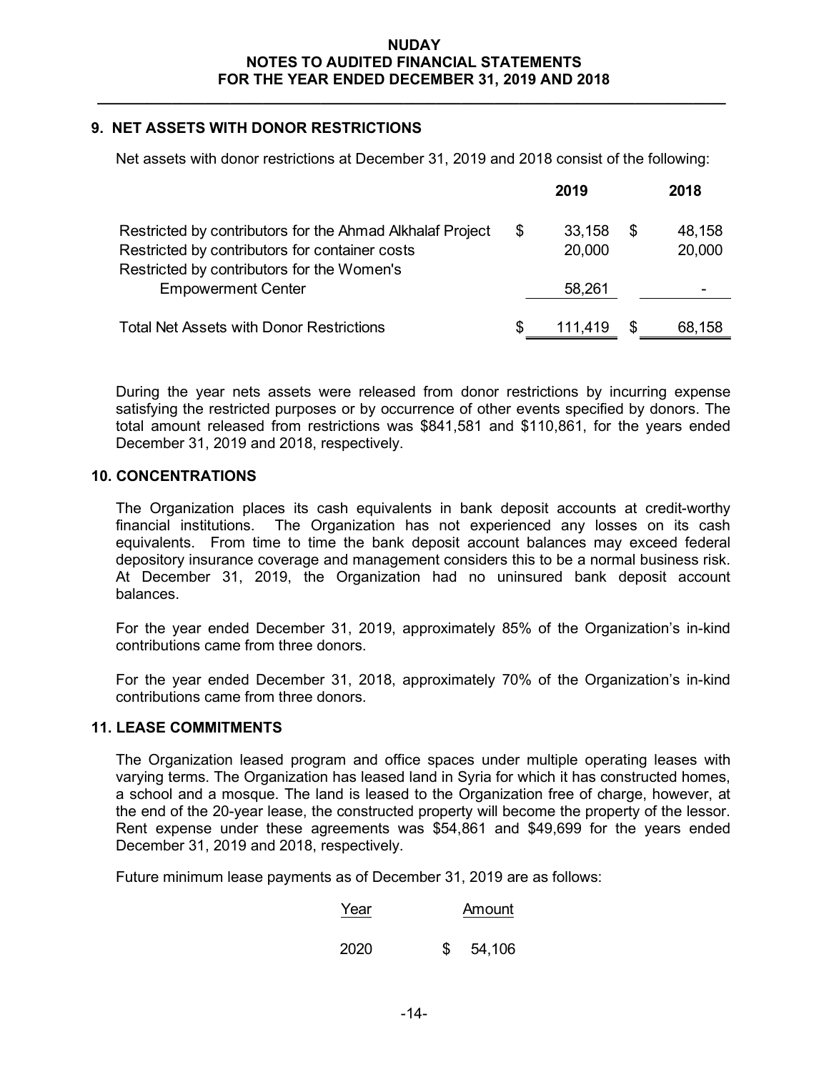## 9. NET ASSETS WITH DONOR RESTRICTIONS

Net assets with donor restrictions at December 31, 2019 and 2018 consist of the following:

| | 2019 | 2018 |
|---|---|---|
| Restricted by contributors for the Ahmad Alkhalaf Project | $ 33,158 | $ 48,158 |
| Restricted by contributors for container costs | 20,000 | 20,000 |
| Restricted by contributors for the Women's Empowerment Center | 58,261 | - |
| Total Net Assets with Donor Restrictions | $ 111,419 | $ 68,158 |

During the year nets assets were released from donor restrictions by incurring expense satisfying the restricted purposes or by occurrence of other events specified by donors. The total amount released from restrictions was $841,581 and $110,861, for the years ended December 31, 2019 and 2018, respectively.

## 10. CONCENTRATIONS

The Organization places its cash equivalents in bank deposit accounts at credit-worthy financial institutions. The Organization has not experienced any losses on its cash equivalents. From time to time the bank deposit account balances may exceed federal depository insurance coverage and management considers this to be a normal business risk. At December 31, 2019, the Organization had no uninsured bank deposit account balances.

For the year ended December 31, 2019, approximately 85% of the Organization's in-kind contributions came from three donors.

For the year ended December 31, 2018, approximately 70% of the Organization's in-kind contributions came from three donors.

## 11. LEASE COMMITMENTS

The Organization leased program and office spaces under multiple operating leases with varying terms. The Organization has leased land in Syria for which it has constructed homes, a school and a mosque. The land is leased to the Organization free of charge, however, at the end of the 20-year lease, the constructed property will become the property of the lessor. Rent expense under these agreements was $54,861 and $49,699 for the years ended December 31, 2019 and 2018, respectively.

Future minimum lease payments as of December 31, 2019 are as follows:

| Year | Amount |
|---|---|
| 2020 | $ 54,106 |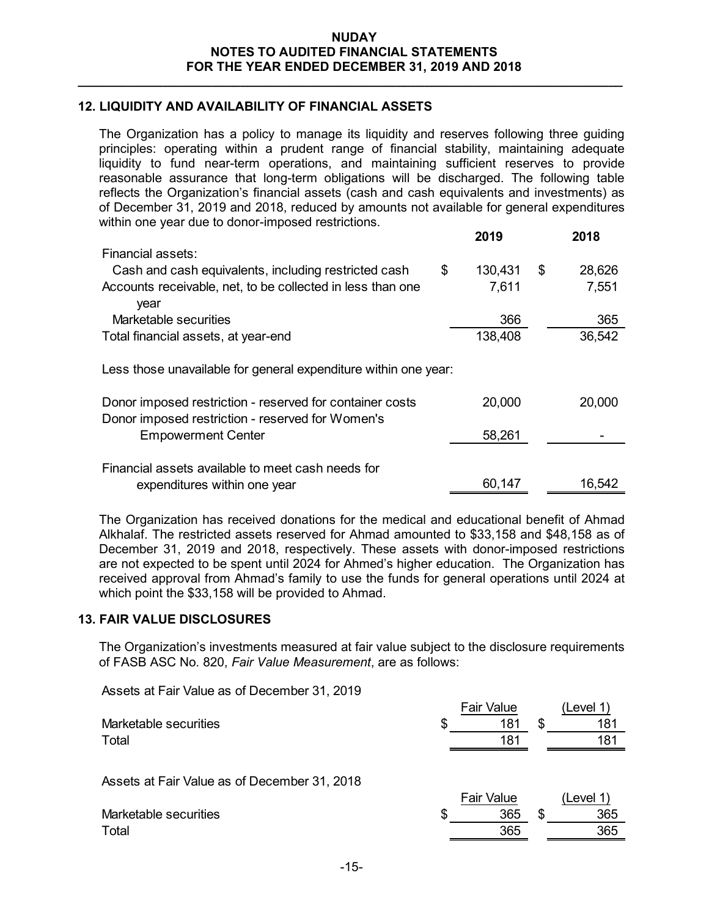## 12. LIQUIDITY AND AVAILABILITY OF FINANCIAL ASSETS

The Organization has a policy to manage its liquidity and reserves following three guiding principles: operating within a prudent range of financial stability, maintaining adequate liquidity to fund near-term operations, and maintaining sufficient reserves to provide reasonable assurance that long-term obligations will be discharged. The following table reflects the Organization's financial assets (cash and cash equivalents and investments) as of December 31, 2019 and 2018, reduced by amounts not available for general expenditures within one year due to donor-imposed restrictions.

| | 2019 | 2018 |
|---|---|---|
| Financial assets: | | |
| Cash and cash equivalents, including restricted cash | $ 130,431 | $ 28,626 |
| Accounts receivable, net, to be collected in less than one year | 7,611 | 7,551 |
| Marketable securities | 366 | 365 |
| Total financial assets, at year-end | 138,408 | 36,542 |
| Less those unavailable for general expenditure within one year: | | |
| Donor imposed restriction - reserved for container costs | 20,000 | 20,000 |
| Donor imposed restriction - reserved for Women's Empowerment Center | 58,261 | - |
| Financial assets available to meet cash needs for expenditures within one year | 60,147 | 16,542 |

The Organization has received donations for the medical and educational benefit of Ahmad Alkhalaf. The restricted assets reserved for Ahmad amounted to $33,158 and $48,158 as of December 31, 2019 and 2018, respectively. These assets with donor-imposed restrictions are not expected to be spent until 2024 for Ahmed's higher education. The Organization has received approval from Ahmad's family to use the funds for general operations until 2024 at which point the $33,158 will be provided to Ahmad.

## 13. FAIR VALUE DISCLOSURES

The Organization's investments measured at fair value subject to the disclosure requirements of FASB ASC No. 820, *Fair Value Measurement*, are as follows:

Assets at Fair Value as of December 31, 2019

| | Fair Value | (Level 1) |
|---|---|---|
| Marketable securities | $ 181 | $ 181 |
| Total | 181 | 181 |

Assets at Fair Value as of December 31, 2018

| | Fair Value | (Level 1) |
|---|---|---|
| Marketable securities | $ 365 | $ 365 |
| Total | 365 | 365 |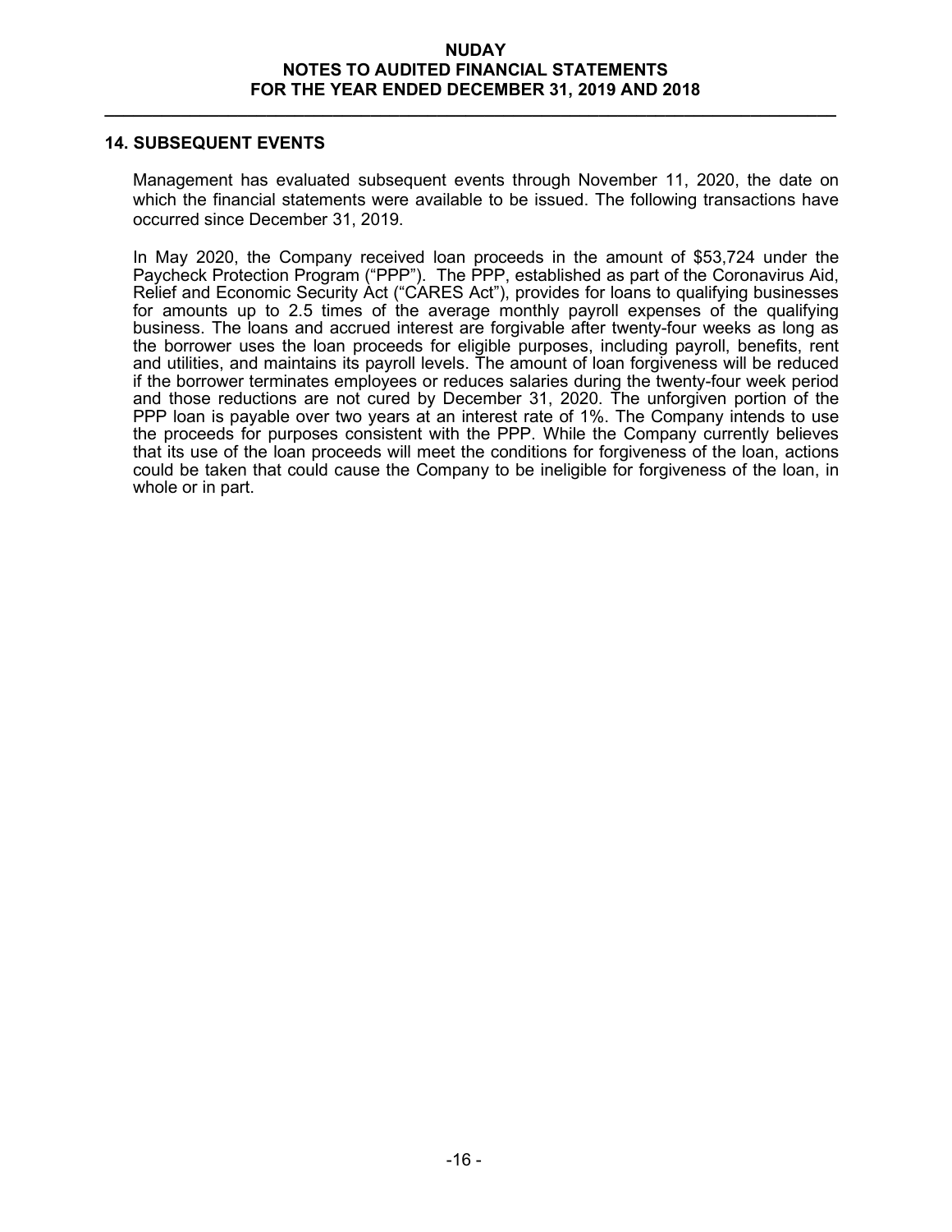## 14. SUBSEQUENT EVENTS

Management has evaluated subsequent events through November 11, 2020, the date on which the financial statements were available to be issued. The following transactions have occurred since December 31, 2019.

In May 2020, the Company received loan proceeds in the amount of $53,724 under the Paycheck Protection Program ("PPP"). The PPP, established as part of the Coronavirus Aid, Relief and Economic Security Act ("CARES Act"), provides for loans to qualifying businesses for amounts up to 2.5 times of the average monthly payroll expenses of the qualifying business. The loans and accrued interest are forgivable after twenty-four weeks as long as the borrower uses the loan proceeds for eligible purposes, including payroll, benefits, rent and utilities, and maintains its payroll levels. The amount of loan forgiveness will be reduced if the borrower terminates employees or reduces salaries during the twenty-four week period and those reductions are not cured by December 31, 2020. The unforgiven portion of the PPP loan is payable over two years at an interest rate of 1%. The Company intends to use the proceeds for purposes consistent with the PPP. While the Company currently believes that its use of the loan proceeds will meet the conditions for forgiveness of the loan, actions could be taken that could cause the Company to be ineligible for forgiveness of the loan, in whole or in part.